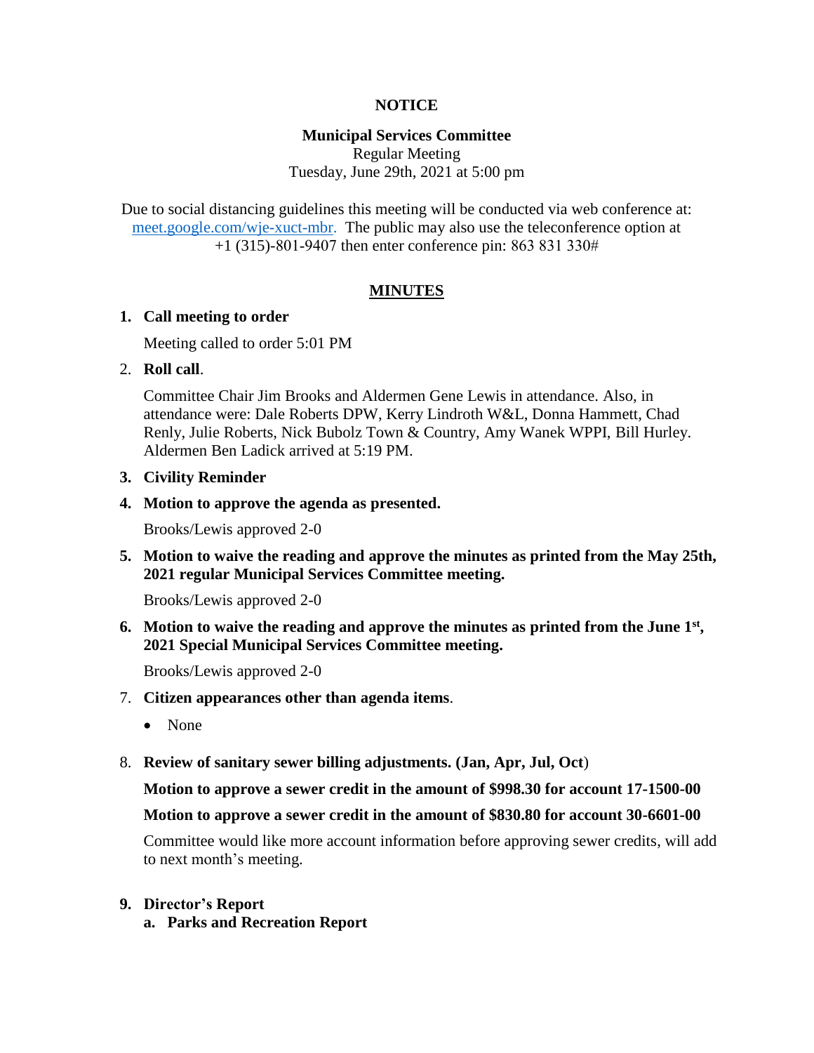**NOTICE**

**Municipal Services Committee**
Regular Meeting
Tuesday, June 29th, 2021 at 5:00 pm

Due to social distancing guidelines this meeting will be conducted via web conference at: meet.google.com/wje-xuct-mbr. The public may also use the teleconference option at +1 (315)-801-9407 then enter conference pin: 863 831 330#

## MINUTES

1. **Call meeting to order**

   Meeting called to order 5:01 PM

2. **Roll call**.

   Committee Chair Jim Brooks and Aldermen Gene Lewis in attendance. Also, in attendance were: Dale Roberts DPW, Kerry Lindroth W&L, Donna Hammett, Chad Renly, Julie Roberts, Nick Bubolz Town & Country, Amy Wanek WPPI, Bill Hurley. Aldermen Ben Ladick arrived at 5:19 PM.

3. **Civility Reminder**

4. **Motion to approve the agenda as presented.**

   Brooks/Lewis approved 2-0

5. **Motion to waive the reading and approve the minutes as printed from the May 25th, 2021 regular Municipal Services Committee meeting.**

   Brooks/Lewis approved 2-0

6. **Motion to waive the reading and approve the minutes as printed from the June 1st, 2021 Special Municipal Services Committee meeting.**

   Brooks/Lewis approved 2-0

7. **Citizen appearances other than agenda items**.

   - None

8. **Review of sanitary sewer billing adjustments. (Jan, Apr, Jul, Oct**)

   **Motion to approve a sewer credit in the amount of $998.30 for account 17-1500-00**

   **Motion to approve a sewer credit in the amount of $830.80 for account 30-6601-00**

   Committee would like more account information before approving sewer credits, will add to next month's meeting.

9. **Director's Report**

   a. **Parks and Recreation Report**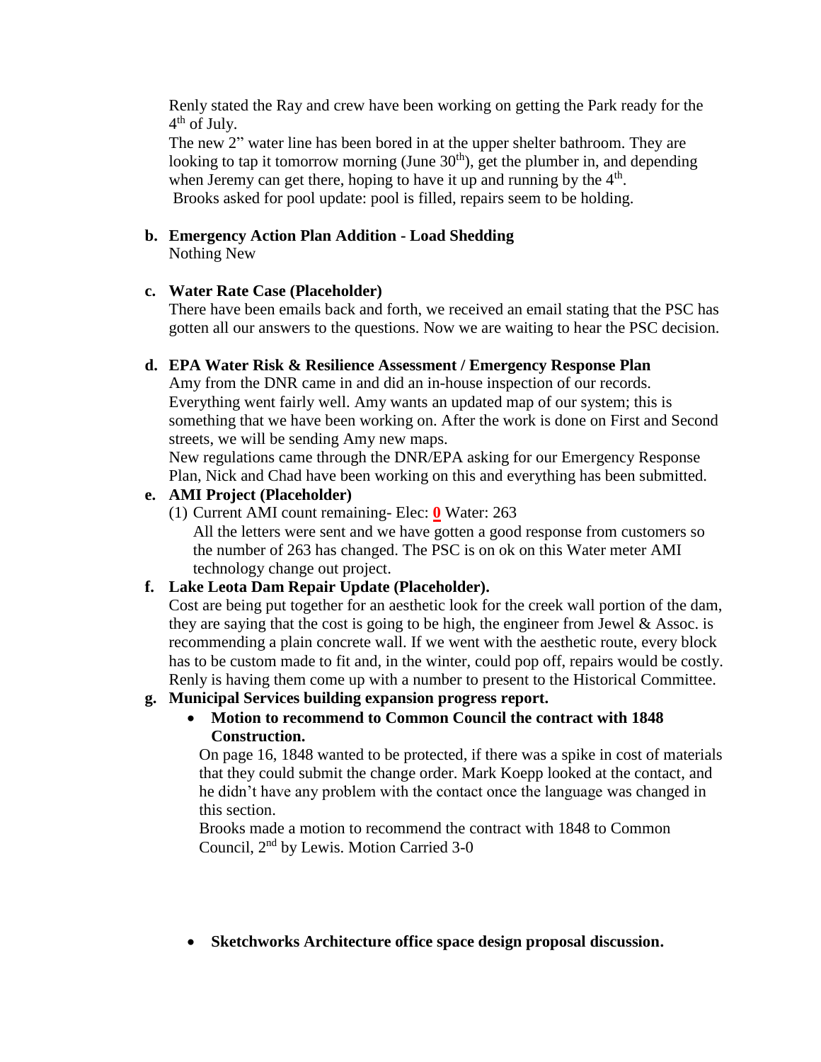Renly stated the Ray and crew have been working on getting the Park ready for the 4th of July.

The new 2" water line has been bored in at the upper shelter bathroom. They are looking to tap it tomorrow morning (June 30th), get the plumber in, and depending when Jeremy can get there, hoping to have it up and running by the 4th.

Brooks asked for pool update: pool is filled, repairs seem to be holding.

**b. Emergency Action Plan Addition - Load Shedding**

Nothing New

**c. Water Rate Case (Placeholder)**

There have been emails back and forth, we received an email stating that the PSC has gotten all our answers to the questions. Now we are waiting to hear the PSC decision.

**d. EPA Water Risk & Resilience Assessment / Emergency Response Plan**

Amy from the DNR came in and did an in-house inspection of our records. Everything went fairly well. Amy wants an updated map of our system; this is something that we have been working on. After the work is done on First and Second streets, we will be sending Amy new maps.

New regulations came through the DNR/EPA asking for our Emergency Response Plan, Nick and Chad have been working on this and everything has been submitted.

**e. AMI Project (Placeholder)**

(1) Current AMI count remaining- Elec: **0** Water: 263

All the letters were sent and we have gotten a good response from customers so the number of 263 has changed. The PSC is on ok on this Water meter AMI technology change out project.

**f. Lake Leota Dam Repair Update (Placeholder).**

Cost are being put together for an aesthetic look for the creek wall portion of the dam, they are saying that the cost is going to be high, the engineer from Jewel & Assoc. is recommending a plain concrete wall. If we went with the aesthetic route, every block has to be custom made to fit and, in the winter, could pop off, repairs would be costly. Renly is having them come up with a number to present to the Historical Committee.

**g. Municipal Services building expansion progress report.**

- **Motion to recommend to Common Council the contract with 1848 Construction.**

  On page 16, 1848 wanted to be protected, if there was a spike in cost of materials that they could submit the change order. Mark Koepp looked at the contact, and he didn't have any problem with the contact once the language was changed in this section.

  Brooks made a motion to recommend the contract with 1848 to Common Council, 2nd by Lewis. Motion Carried 3-0

- **Sketchworks Architecture office space design proposal discussion.**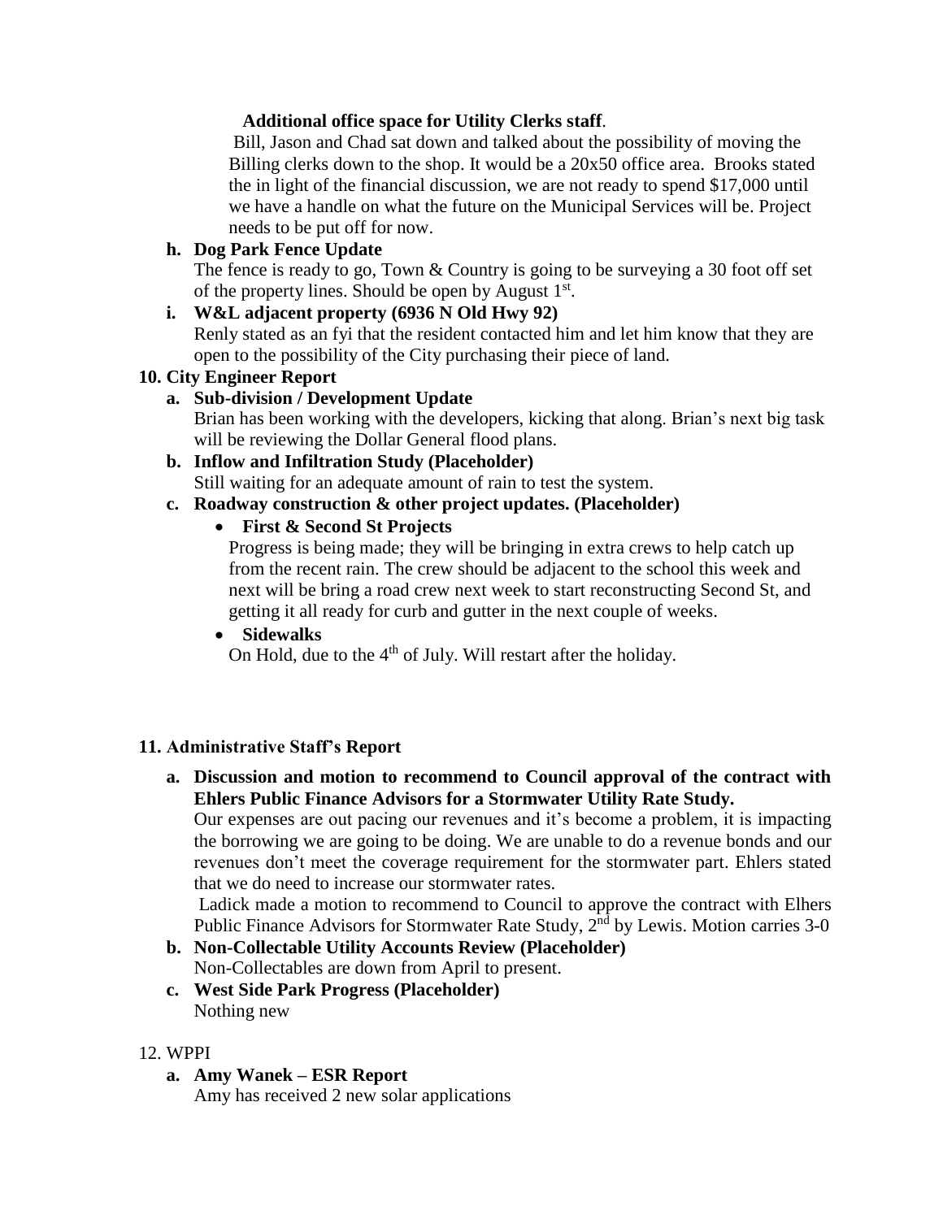**Additional office space for Utility Clerks staff**.

Bill, Jason and Chad sat down and talked about the possibility of moving the Billing clerks down to the shop. It would be a 20x50 office area. Brooks stated the in light of the financial discussion, we are not ready to spend $17,000 until we have a handle on what the future on the Municipal Services will be. Project needs to be put off for now.

**h. Dog Park Fence Update**

The fence is ready to go, Town & Country is going to be surveying a 30 foot off set of the property lines. Should be open by August 1st.

**i. W&L adjacent property (6936 N Old Hwy 92)**

Renly stated as an fyi that the resident contacted him and let him know that they are open to the possibility of the City purchasing their piece of land.

**10. City Engineer Report**

**a. Sub-division / Development Update**

Brian has been working with the developers, kicking that along. Brian's next big task will be reviewing the Dollar General flood plans.

**b. Inflow and Infiltration Study (Placeholder)**

Still waiting for an adequate amount of rain to test the system.

**c. Roadway construction & other project updates. (Placeholder)**

- **First & Second St Projects**

  Progress is being made; they will be bringing in extra crews to help catch up from the recent rain. The crew should be adjacent to the school this week and next will be bring a road crew next week to start reconstructing Second St, and getting it all ready for curb and gutter in the next couple of weeks.

- **Sidewalks**

  On Hold, due to the 4th of July. Will restart after the holiday.

**11. Administrative Staff's Report**

**a. Discussion and motion to recommend to Council approval of the contract with Ehlers Public Finance Advisors for a Stormwater Utility Rate Study.**

Our expenses are out pacing our revenues and it's become a problem, it is impacting the borrowing we are going to be doing. We are unable to do a revenue bonds and our revenues don't meet the coverage requirement for the stormwater part. Ehlers stated that we do need to increase our stormwater rates.

Ladick made a motion to recommend to Council to approve the contract with Elhers Public Finance Advisors for Stormwater Rate Study, 2nd by Lewis. Motion carries 3-0

**b. Non-Collectable Utility Accounts Review (Placeholder)**

Non-Collectables are down from April to present.

**c. West Side Park Progress (Placeholder)**

Nothing new

12. WPPI

**a. Amy Wanek – ESR Report**

Amy has received 2 new solar applications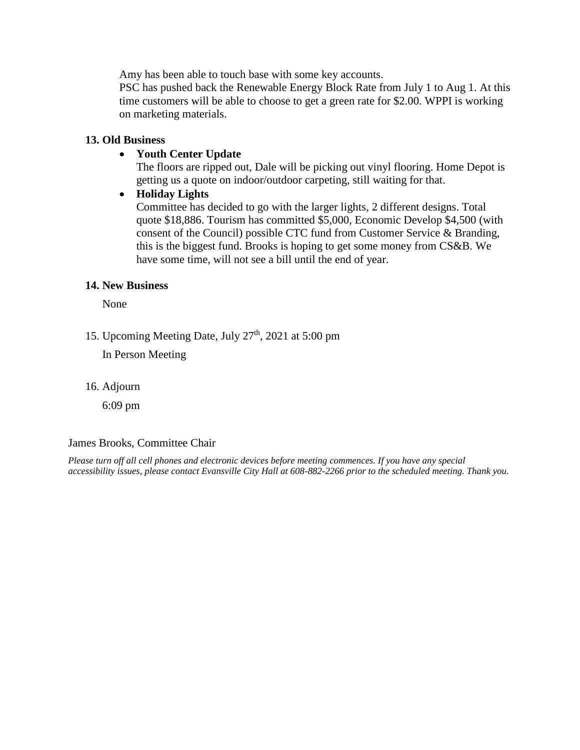Amy has been able to touch base with some key accounts.
PSC has pushed back the Renewable Energy Block Rate from July 1 to Aug 1. At this time customers will be able to choose to get a green rate for $2.00. WPPI is working on marketing materials.

**13. Old Business**

- **Youth Center Update**
  The floors are ripped out, Dale will be picking out vinyl flooring. Home Depot is getting us a quote on indoor/outdoor carpeting, still waiting for that.
- **Holiday Lights**
  Committee has decided to go with the larger lights, 2 different designs. Total quote $18,886. Tourism has committed $5,000, Economic Develop $4,500 (with consent of the Council) possible CTC fund from Customer Service & Branding, this is the biggest fund. Brooks is hoping to get some money from CS&B. We have some time, will not see a bill until the end of year.

**14. New Business**

None

15. Upcoming Meeting Date, July 27th, 2021 at 5:00 pm

In Person Meeting

16. Adjourn

6:09 pm

James Brooks, Committee Chair

*Please turn off all cell phones and electronic devices before meeting commences. If you have any special accessibility issues, please contact Evansville City Hall at 608-882-2266 prior to the scheduled meeting. Thank you.*